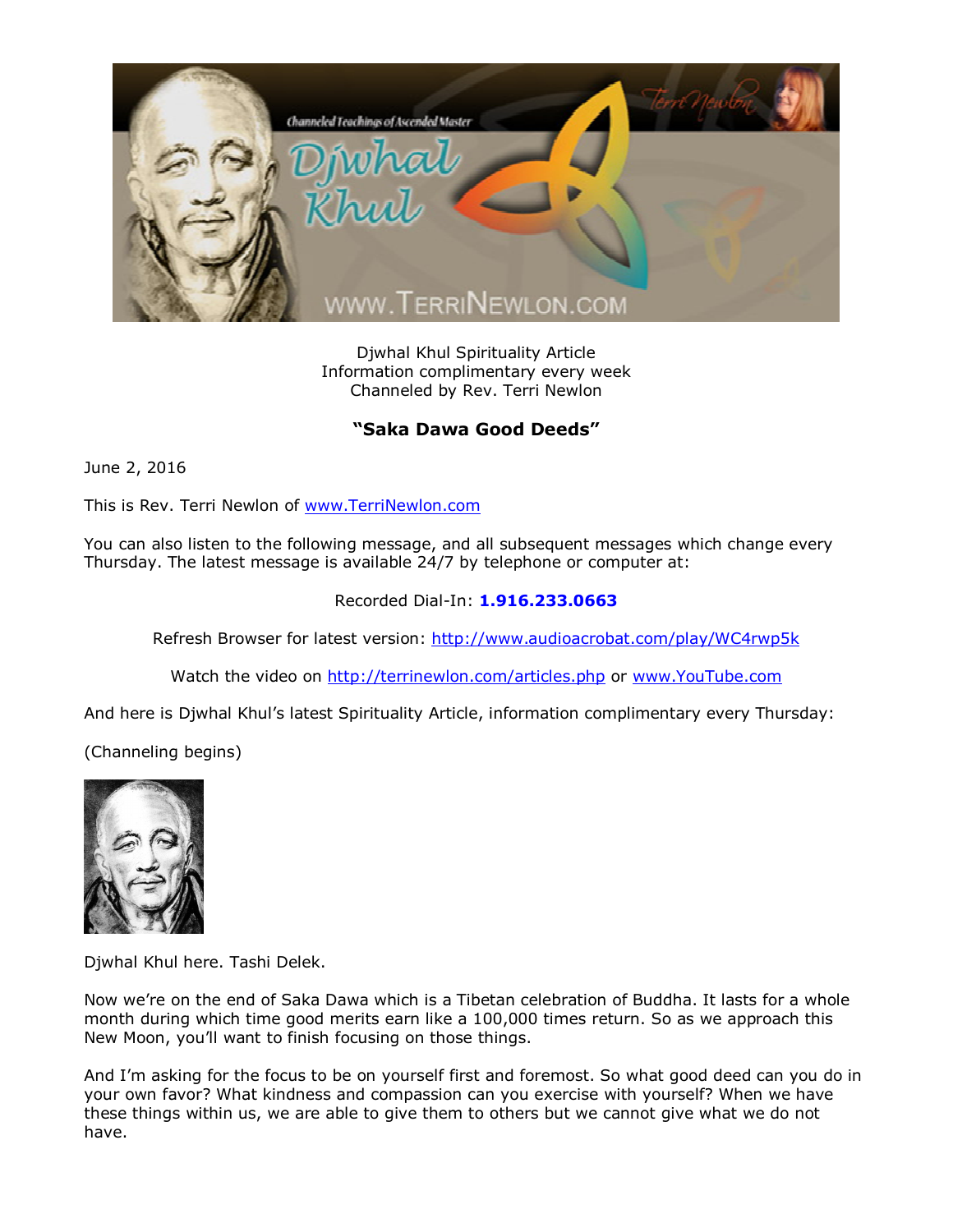Djwhal Khul Spirituality Article
Information complimentary every week
Channeled by Rev. Terri Newlon

## "Saka Dawa Good Deeds"

June 2, 2016

This is Rev. Terri Newlon of www.TerriNewlon.com

You can also listen to the following message, and all subsequent messages which change every Thursday. The latest message is available 24/7 by telephone or computer at:

Recorded Dial-In: **1.916.233.0663**

Refresh Browser for latest version: http://www.audioacrobat.com/play/WC4rwp5k

Watch the video on http://terrinewlon.com/articles.php or www.YouTube.com

And here is Djwhal Khul's latest Spirituality Article, information complimentary every Thursday:

(Channeling begins)

Djwhal Khul here. Tashi Delek.

Now we're on the end of Saka Dawa which is a Tibetan celebration of Buddha. It lasts for a whole month during which time good merits earn like a 100,000 times return. So as we approach this New Moon, you'll want to finish focusing on those things.

And I'm asking for the focus to be on yourself first and foremost. So what good deed can you do in your own favor? What kindness and compassion can you exercise with yourself? When we have these things within us, we are able to give them to others but we cannot give what we do not have.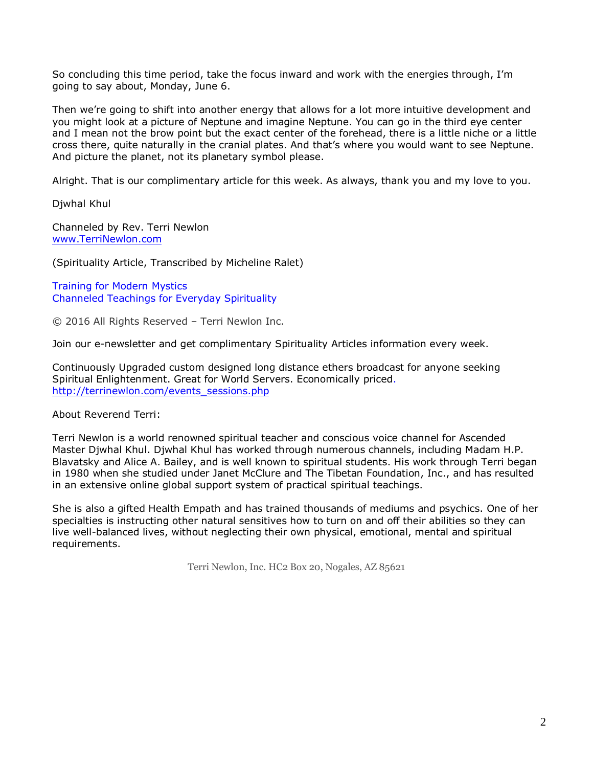So concluding this time period, take the focus inward and work with the energies through, I'm going to say about, Monday, June 6.

Then we're going to shift into another energy that allows for a lot more intuitive development and you might look at a picture of Neptune and imagine Neptune. You can go in the third eye center and I mean not the brow point but the exact center of the forehead, there is a little niche or a little cross there, quite naturally in the cranial plates. And that's where you would want to see Neptune. And picture the planet, not its planetary symbol please.

Alright. That is our complimentary article for this week. As always, thank you and my love to you.

Djwhal Khul

Channeled by Rev. Terri Newlon
www.TerriNewlon.com

(Spirituality Article, Transcribed by Micheline Ralet)

Training for Modern Mystics
Channeled Teachings for Everyday Spirituality

© 2016 All Rights Reserved – Terri Newlon Inc.

Join our e-newsletter and get complimentary Spirituality Articles information every week.

Continuously Upgraded custom designed long distance ethers broadcast for anyone seeking Spiritual Enlightenment. Great for World Servers. Economically priced.
http://terrinewlon.com/events_sessions.php

About Reverend Terri:

Terri Newlon is a world renowned spiritual teacher and conscious voice channel for Ascended Master Djwhal Khul. Djwhal Khul has worked through numerous channels, including Madam H.P. Blavatsky and Alice A. Bailey, and is well known to spiritual students. His work through Terri began in 1980 when she studied under Janet McClure and The Tibetan Foundation, Inc., and has resulted in an extensive online global support system of practical spiritual teachings.

She is also a gifted Health Empath and has trained thousands of mediums and psychics. One of her specialties is instructing other natural sensitives how to turn on and off their abilities so they can live well-balanced lives, without neglecting their own physical, emotional, mental and spiritual requirements.

Terri Newlon, Inc. HC2 Box 20, Nogales, AZ 85621